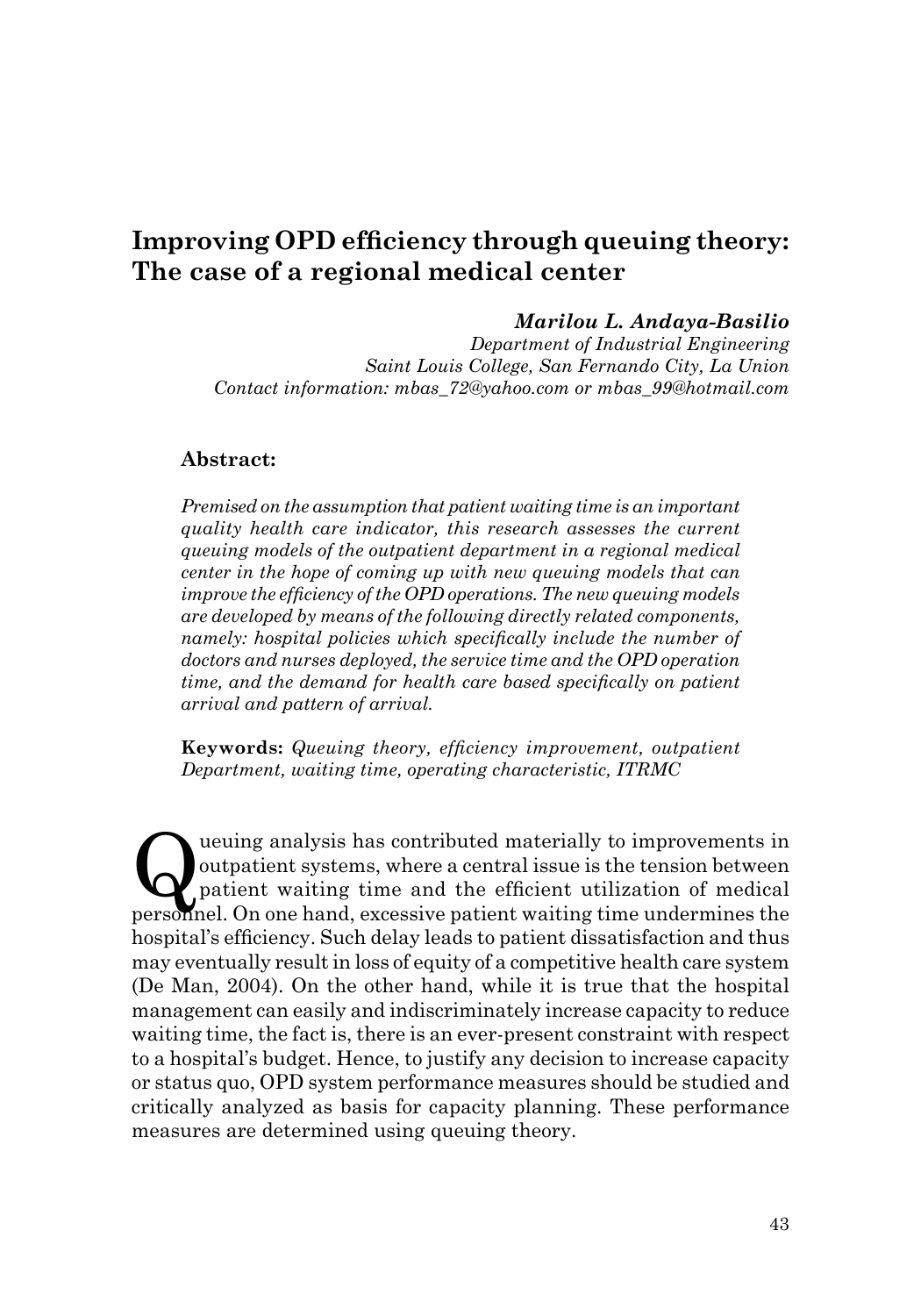# Improving OPD efficiency through queuing theory: The case of a regional medical center

***Marilou L. Andaya-Basilio***
*Department of Industrial Engineering*
*Saint Louis College, San Fernando City, La Union*
*Contact information: mbas_72@yahoo.com or mbas_99@hotmail.com*

**Abstract:**

*Premised on the assumption that patient waiting time is an important quality health care indicator, this research assesses the current queuing models of the outpatient department in a regional medical center in the hope of coming up with new queuing models that can improve the efficiency of the OPD operations. The new queuing models are developed by means of the following directly related components, namely: hospital policies which specifically include the number of doctors and nurses deployed, the service time and the OPD operation time, and the demand for health care based specifically on patient arrival and pattern of arrival.*

**Keywords:** *Queuing theory, efficiency improvement, outpatient Department, waiting time, operating characteristic, ITRMC*

Queuing analysis has contributed materially to improvements in outpatient systems, where a central issue is the tension between patient waiting time and the efficient utilization of medical personnel. On one hand, excessive patient waiting time undermines the hospital's efficiency. Such delay leads to patient dissatisfaction and thus may eventually result in loss of equity of a competitive health care system (De Man, 2004). On the other hand, while it is true that the hospital management can easily and indiscriminately increase capacity to reduce waiting time, the fact is, there is an ever-present constraint with respect to a hospital's budget. Hence, to justify any decision to increase capacity or status quo, OPD system performance measures should be studied and critically analyzed as basis for capacity planning. These performance measures are determined using queuing theory.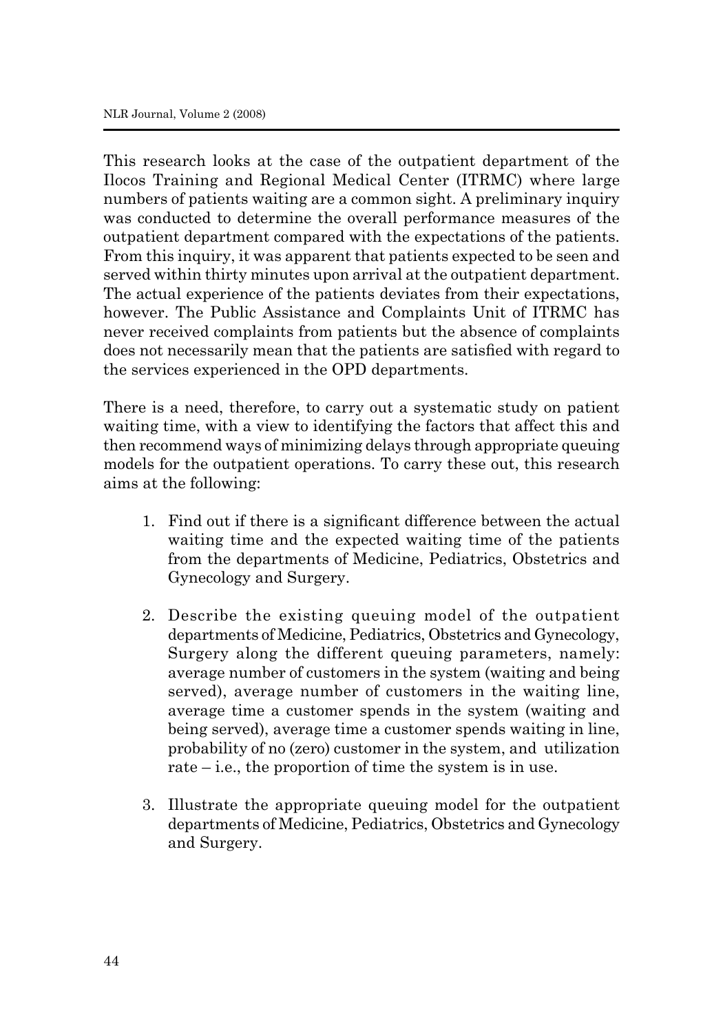This research looks at the case of the outpatient department of the Ilocos Training and Regional Medical Center (ITRMC) where large numbers of patients waiting are a common sight. A preliminary inquiry was conducted to determine the overall performance measures of the outpatient department compared with the expectations of the patients. From this inquiry, it was apparent that patients expected to be seen and served within thirty minutes upon arrival at the outpatient department. The actual experience of the patients deviates from their expectations, however. The Public Assistance and Complaints Unit of ITRMC has never received complaints from patients but the absence of complaints does not necessarily mean that the patients are satisfied with regard to the services experienced in the OPD departments.

There is a need, therefore, to carry out a systematic study on patient waiting time, with a view to identifying the factors that affect this and then recommend ways of minimizing delays through appropriate queuing models for the outpatient operations. To carry these out, this research aims at the following:

1. Find out if there is a significant difference between the actual waiting time and the expected waiting time of the patients from the departments of Medicine, Pediatrics, Obstetrics and Gynecology and Surgery.

2. Describe the existing queuing model of the outpatient departments of Medicine, Pediatrics, Obstetrics and Gynecology, Surgery along the different queuing parameters, namely: average number of customers in the system (waiting and being served), average number of customers in the waiting line, average time a customer spends in the system (waiting and being served), average time a customer spends waiting in line, probability of no (zero) customer in the system, and utilization rate – i.e., the proportion of time the system is in use.

3. Illustrate the appropriate queuing model for the outpatient departments of Medicine, Pediatrics, Obstetrics and Gynecology and Surgery.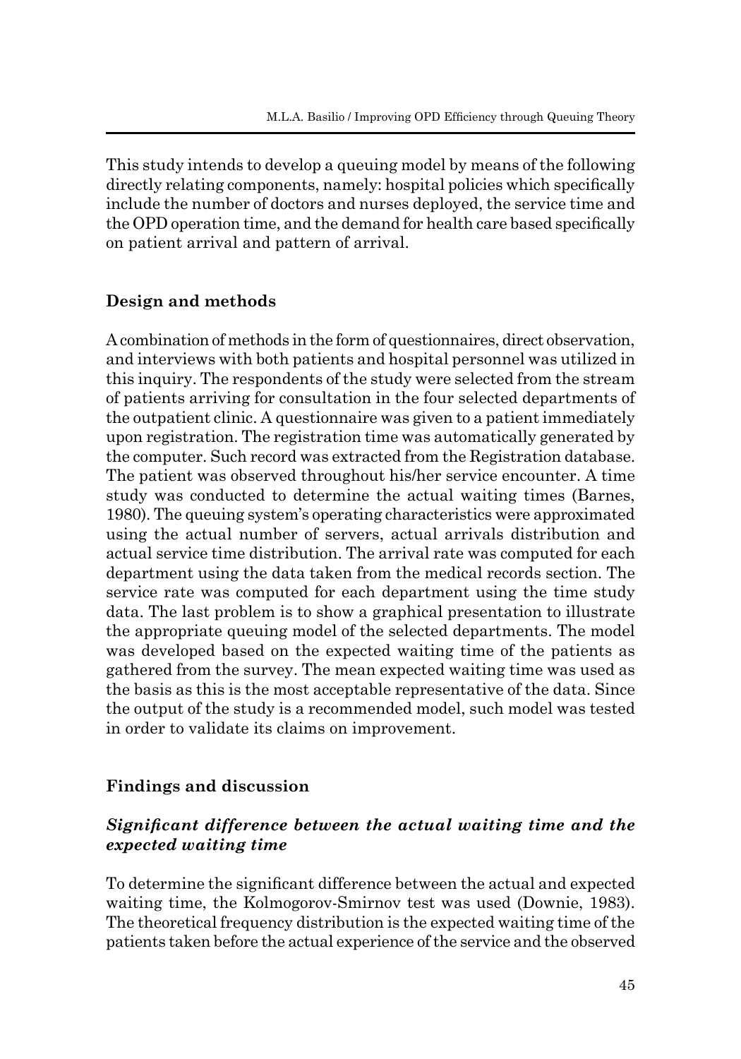This study intends to develop a queuing model by means of the following directly relating components, namely: hospital policies which specifically include the number of doctors and nurses deployed, the service time and the OPD operation time, and the demand for health care based specifically on patient arrival and pattern of arrival.

## Design and methods

A combination of methods in the form of questionnaires, direct observation, and interviews with both patients and hospital personnel was utilized in this inquiry. The respondents of the study were selected from the stream of patients arriving for consultation in the four selected departments of the outpatient clinic. A questionnaire was given to a patient immediately upon registration. The registration time was automatically generated by the computer. Such record was extracted from the Registration database. The patient was observed throughout his/her service encounter. A time study was conducted to determine the actual waiting times (Barnes, 1980). The queuing system's operating characteristics were approximated using the actual number of servers, actual arrivals distribution and actual service time distribution. The arrival rate was computed for each department using the data taken from the medical records section. The service rate was computed for each department using the time study data. The last problem is to show a graphical presentation to illustrate the appropriate queuing model of the selected departments. The model was developed based on the expected waiting time of the patients as gathered from the survey. The mean expected waiting time was used as the basis as this is the most acceptable representative of the data. Since the output of the study is a recommended model, such model was tested in order to validate its claims on improvement.

## Findings and discussion

### *Significant difference between the actual waiting time and the expected waiting time*

To determine the significant difference between the actual and expected waiting time, the Kolmogorov-Smirnov test was used (Downie, 1983). The theoretical frequency distribution is the expected waiting time of the patients taken before the actual experience of the service and the observed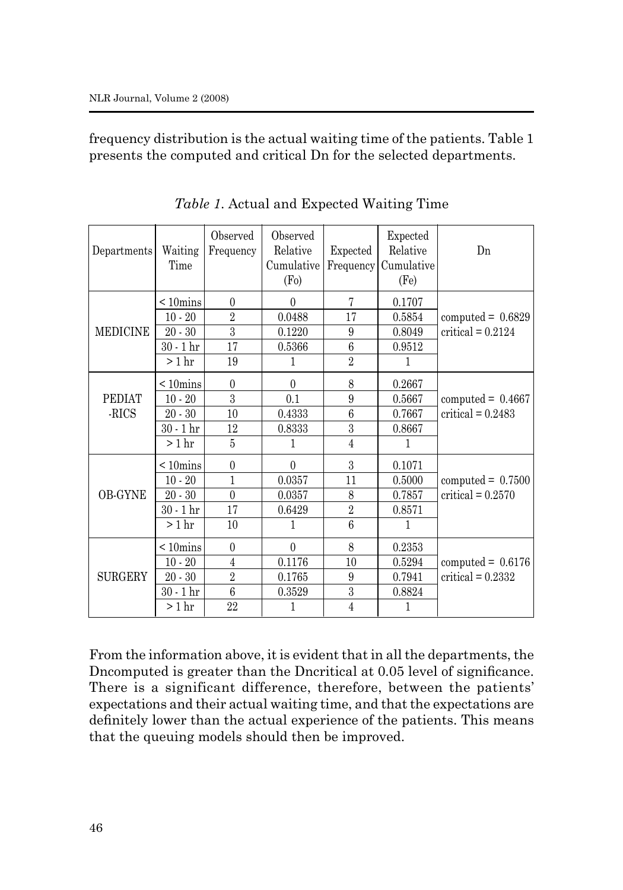frequency distribution is the actual waiting time of the patients. Table 1 presents the computed and critical Dn for the selected departments.

*Table 1*. Actual and Expected Waiting Time

| Departments | Waiting Time | Observed Frequency | Observed Relative Cumulative (Fo) | Expected Frequency | Expected Relative Cumulative (Fe) | Dn |
|---|---|---|---|---|---|---|
| MEDICINE | < 10mins | 0 | 0 | 7 | 0.1707 | computed = 0.6829 critical = 0.2124 |
| | 10 - 20 | 2 | 0.0488 | 17 | 0.5854 | |
| | 20 - 30 | 3 | 0.1220 | 9 | 0.8049 | |
| | 30 - 1 hr | 17 | 0.5366 | 6 | 0.9512 | |
| | > 1 hr | 19 | 1 | 2 | 1 | |
| PEDIAT -RICS | < 10mins | 0 | 0 | 8 | 0.2667 | computed = 0.4667 critical = 0.2483 |
| | 10 - 20 | 3 | 0.1 | 9 | 0.5667 | |
| | 20 - 30 | 10 | 0.4333 | 6 | 0.7667 | |
| | 30 - 1 hr | 12 | 0.8333 | 3 | 0.8667 | |
| | > 1 hr | 5 | 1 | 4 | 1 | |
| OB-GYNE | < 10mins | 0 | 0 | 3 | 0.1071 | computed = 0.7500 critical = 0.2570 |
| | 10 - 20 | 1 | 0.0357 | 11 | 0.5000 | |
| | 20 - 30 | 0 | 0.0357 | 8 | 0.7857 | |
| | 30 - 1 hr | 17 | 0.6429 | 2 | 0.8571 | |
| | > 1 hr | 10 | 1 | 6 | 1 | |
| SURGERY | < 10mins | 0 | 0 | 8 | 0.2353 | computed = 0.6176 critical = 0.2332 |
| | 10 - 20 | 4 | 0.1176 | 10 | 0.5294 | |
| | 20 - 30 | 2 | 0.1765 | 9 | 0.7941 | |
| | 30 - 1 hr | 6 | 0.3529 | 3 | 0.8824 | |
| | > 1 hr | 22 | 1 | 4 | 1 | |

From the information above, it is evident that in all the departments, the Dncomputed is greater than the Dncritical at 0.05 level of significance. There is a significant difference, therefore, between the patients' expectations and their actual waiting time, and that the expectations are definitely lower than the actual experience of the patients. This means that the queuing models should then be improved.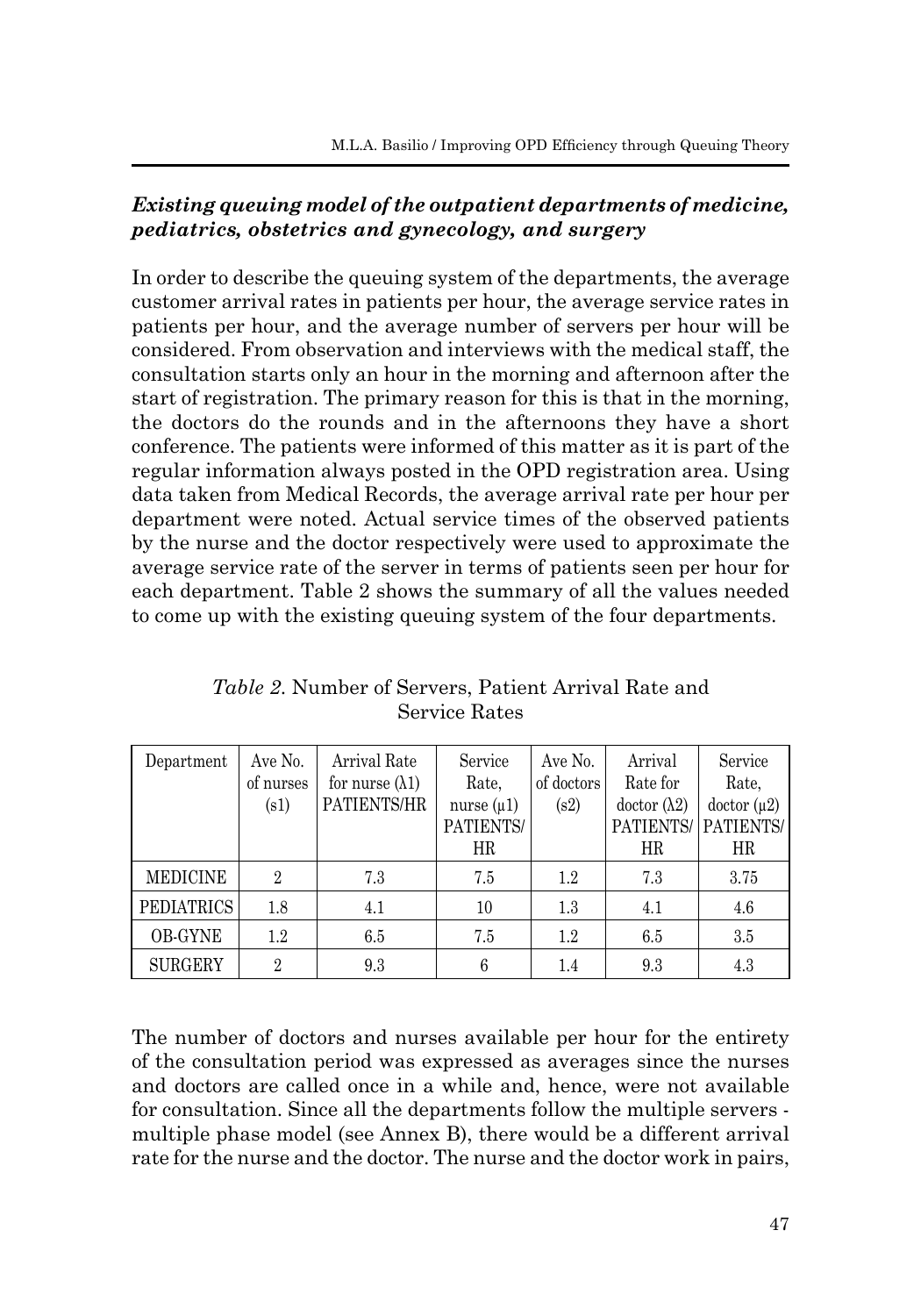***Existing queuing model of the outpatient departments of medicine, pediatrics, obstetrics and gynecology, and surgery***

In order to describe the queuing system of the departments, the average customer arrival rates in patients per hour, the average service rates in patients per hour, and the average number of servers per hour will be considered. From observation and interviews with the medical staff, the consultation starts only an hour in the morning and afternoon after the start of registration. The primary reason for this is that in the morning, the doctors do the rounds and in the afternoons they have a short conference. The patients were informed of this matter as it is part of the regular information always posted in the OPD registration area. Using data taken from Medical Records, the average arrival rate per hour per department were noted. Actual service times of the observed patients by the nurse and the doctor respectively were used to approximate the average service rate of the server in terms of patients seen per hour for each department. Table 2 shows the summary of all the values needed to come up with the existing queuing system of the four departments.

*Table 2.* Number of Servers, Patient Arrival Rate and Service Rates

| Department | Ave No. of nurses ($s1$) | Arrival Rate for nurse ($\lambda 1$) PATIENTS/HR | Service Rate, nurse ($\mu 1$) PATIENTS/HR | Ave No. of doctors ($s2$) | Arrival Rate for doctor ($\lambda 2$) PATIENTS/HR | Service Rate, doctor ($\mu 2$) PATIENTS/HR |
|---|---|---|---|---|---|---|
| MEDICINE | 2 | 7.3 | 7.5 | 1.2 | 7.3 | 3.75 |
| PEDIATRICS | 1.8 | 4.1 | 10 | 1.3 | 4.1 | 4.6 |
| OB-GYNE | 1.2 | 6.5 | 7.5 | 1.2 | 6.5 | 3.5 |
| SURGERY | 2 | 9.3 | 6 | 1.4 | 9.3 | 4.3 |

The number of doctors and nurses available per hour for the entirety of the consultation period was expressed as averages since the nurses and doctors are called once in a while and, hence, were not available for consultation. Since all the departments follow the multiple servers - multiple phase model (see Annex B), there would be a different arrival rate for the nurse and the doctor. The nurse and the doctor work in pairs,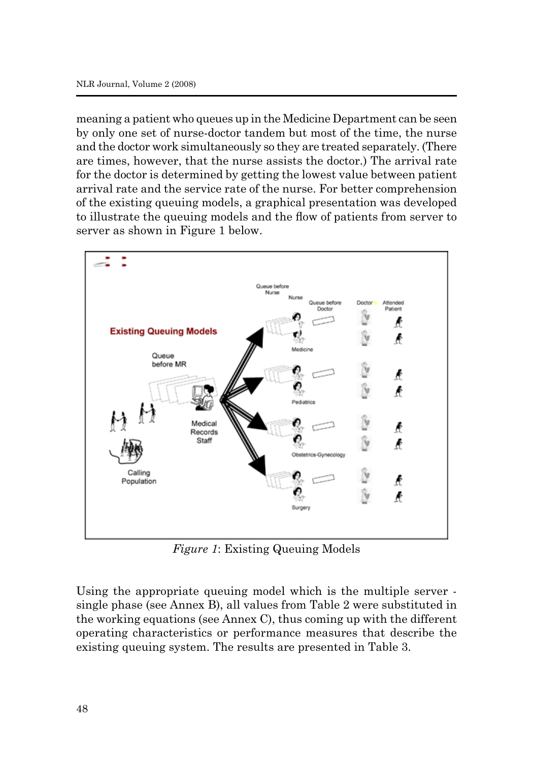meaning a patient who queues up in the Medicine Department can be seen by only one set of nurse-doctor tandem but most of the time, the nurse and the doctor work simultaneously so they are treated separately. (There are times, however, that the nurse assists the doctor.) The arrival rate for the doctor is determined by getting the lowest value between patient arrival rate and the service rate of the nurse. For better comprehension of the existing queuing models, a graphical presentation was developed to illustrate the queuing models and the flow of patients from server to server as shown in Figure 1 below.

*Figure 1*: Existing Queuing Models

Using the appropriate queuing model which is the multiple server - single phase (see Annex B), all values from Table 2 were substituted in the working equations (see Annex C), thus coming up with the different operating characteristics or performance measures that describe the existing queuing system. The results are presented in Table 3.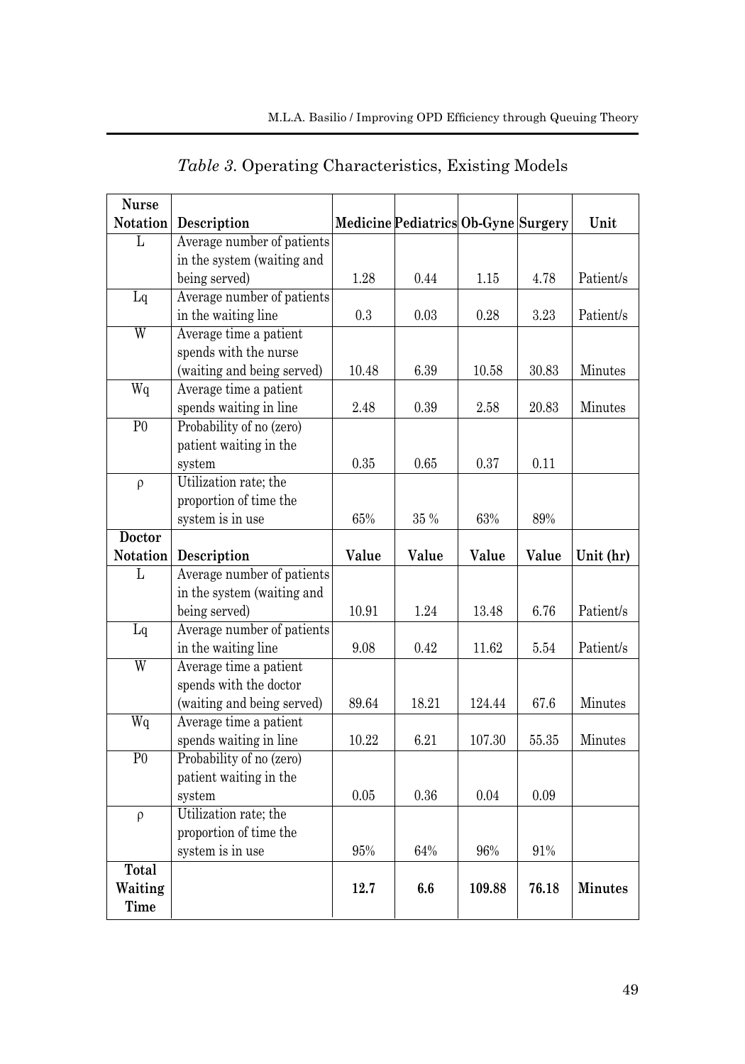*Table 3.* Operating Characteristics, Existing Models

| **Nurse Notation** | **Description** | **Medicine** | **Pediatrics** | **Ob-Gyne** | **Surgery** | **Unit** |
|---|---|---|---|---|---|---|
| L | Average number of patients in the system (waiting and being served) | 1.28 | 0.44 | 1.15 | 4.78 | Patient/s |
| Lq | Average number of patients in the waiting line | 0.3 | 0.03 | 0.28 | 3.23 | Patient/s |
| W | Average time a patient spends with the nurse (waiting and being served) | 10.48 | 6.39 | 10.58 | 30.83 | Minutes |
| Wq | Average time a patient spends waiting in line | 2.48 | 0.39 | 2.58 | 20.83 | Minutes |
| P0 | Probability of no (zero) patient waiting in the system | 0.35 | 0.65 | 0.37 | 0.11 | |
| ρ | Utilization rate; the proportion of time the system is in use | 65% | 35 % | 63% | 89% | |
| **Doctor Notation** | **Description** | **Value** | **Value** | **Value** | **Value** | **Unit (hr)** |
| L | Average number of patients in the system (waiting and being served) | 10.91 | 1.24 | 13.48 | 6.76 | Patient/s |
| Lq | Average number of patients in the waiting line | 9.08 | 0.42 | 11.62 | 5.54 | Patient/s |
| W | Average time a patient spends with the doctor (waiting and being served) | 89.64 | 18.21 | 124.44 | 67.6 | Minutes |
| Wq | Average time a patient spends waiting in line | 10.22 | 6.21 | 107.30 | 55.35 | Minutes |
| P0 | Probability of no (zero) patient waiting in the system | 0.05 | 0.36 | 0.04 | 0.09 | |
| ρ | Utilization rate; the proportion of time the system is in use | 95% | 64% | 96% | 91% | |
| **Total Waiting Time** | | **12.7** | **6.6** | **109.88** | **76.18** | **Minutes** |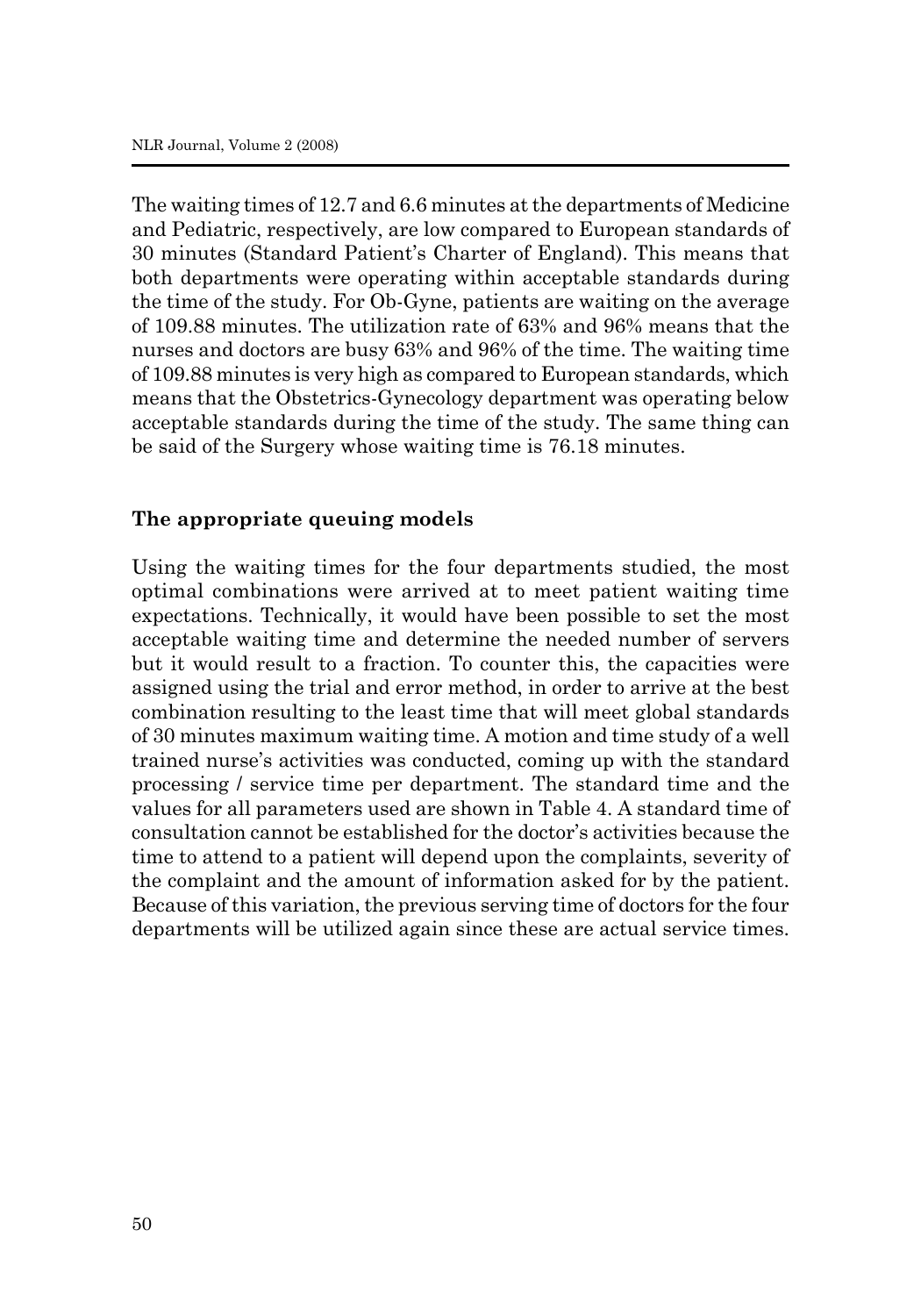The waiting times of 12.7 and 6.6 minutes at the departments of Medicine and Pediatric, respectively, are low compared to European standards of 30 minutes (Standard Patient's Charter of England). This means that both departments were operating within acceptable standards during the time of the study. For Ob-Gyne, patients are waiting on the average of 109.88 minutes. The utilization rate of 63% and 96% means that the nurses and doctors are busy 63% and 96% of the time. The waiting time of 109.88 minutes is very high as compared to European standards, which means that the Obstetrics-Gynecology department was operating below acceptable standards during the time of the study. The same thing can be said of the Surgery whose waiting time is 76.18 minutes.

**The appropriate queuing models**

Using the waiting times for the four departments studied, the most optimal combinations were arrived at to meet patient waiting time expectations. Technically, it would have been possible to set the most acceptable waiting time and determine the needed number of servers but it would result to a fraction. To counter this, the capacities were assigned using the trial and error method, in order to arrive at the best combination resulting to the least time that will meet global standards of 30 minutes maximum waiting time. A motion and time study of a well trained nurse's activities was conducted, coming up with the standard processing / service time per department. The standard time and the values for all parameters used are shown in Table 4. A standard time of consultation cannot be established for the doctor's activities because the time to attend to a patient will depend upon the complaints, severity of the complaint and the amount of information asked for by the patient. Because of this variation, the previous serving time of doctors for the four departments will be utilized again since these are actual service times.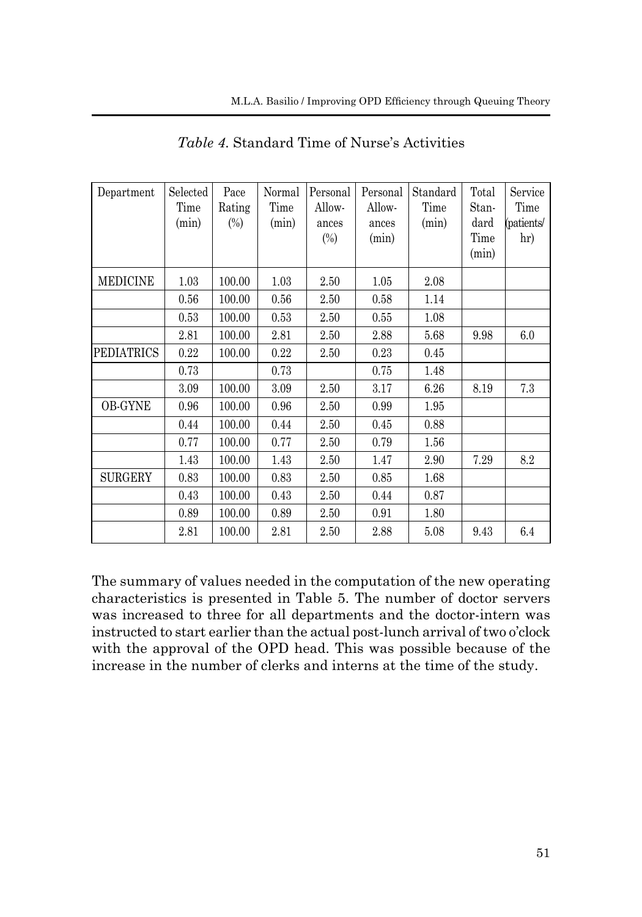*Table 4.* Standard Time of Nurse's Activities

| Department | Selected Time (min) | Pace Rating (%) | Normal Time (min) | Personal Allowances (%) | Personal Allowances (min) | Standard Time (min) | Total Standard Time (min) | Service Time (patients/ hr) |
|---|---|---|---|---|---|---|---|---|
| MEDICINE | 1.03 | 100.00 | 1.03 | 2.50 | 1.05 | 2.08 | | |
| | 0.56 | 100.00 | 0.56 | 2.50 | 0.58 | 1.14 | | |
| | 0.53 | 100.00 | 0.53 | 2.50 | 0.55 | 1.08 | | |
| | 2.81 | 100.00 | 2.81 | 2.50 | 2.88 | 5.68 | 9.98 | 6.0 |
| PEDIATRICS | 0.22 | 100.00 | 0.22 | 2.50 | 0.23 | 0.45 | | |
| | 0.73 | | 0.73 | | 0.75 | 1.48 | | |
| | 3.09 | 100.00 | 3.09 | 2.50 | 3.17 | 6.26 | 8.19 | 7.3 |
| OB-GYNE | 0.96 | 100.00 | 0.96 | 2.50 | 0.99 | 1.95 | | |
| | 0.44 | 100.00 | 0.44 | 2.50 | 0.45 | 0.88 | | |
| | 0.77 | 100.00 | 0.77 | 2.50 | 0.79 | 1.56 | | |
| | 1.43 | 100.00 | 1.43 | 2.50 | 1.47 | 2.90 | 7.29 | 8.2 |
| SURGERY | 0.83 | 100.00 | 0.83 | 2.50 | 0.85 | 1.68 | | |
| | 0.43 | 100.00 | 0.43 | 2.50 | 0.44 | 0.87 | | |
| | 0.89 | 100.00 | 0.89 | 2.50 | 0.91 | 1.80 | | |
| | 2.81 | 100.00 | 2.81 | 2.50 | 2.88 | 5.08 | 9.43 | 6.4 |

The summary of values needed in the computation of the new operating characteristics is presented in Table 5. The number of doctor servers was increased to three for all departments and the doctor-intern was instructed to start earlier than the actual post-lunch arrival of two o'clock with the approval of the OPD head. This was possible because of the increase in the number of clerks and interns at the time of the study.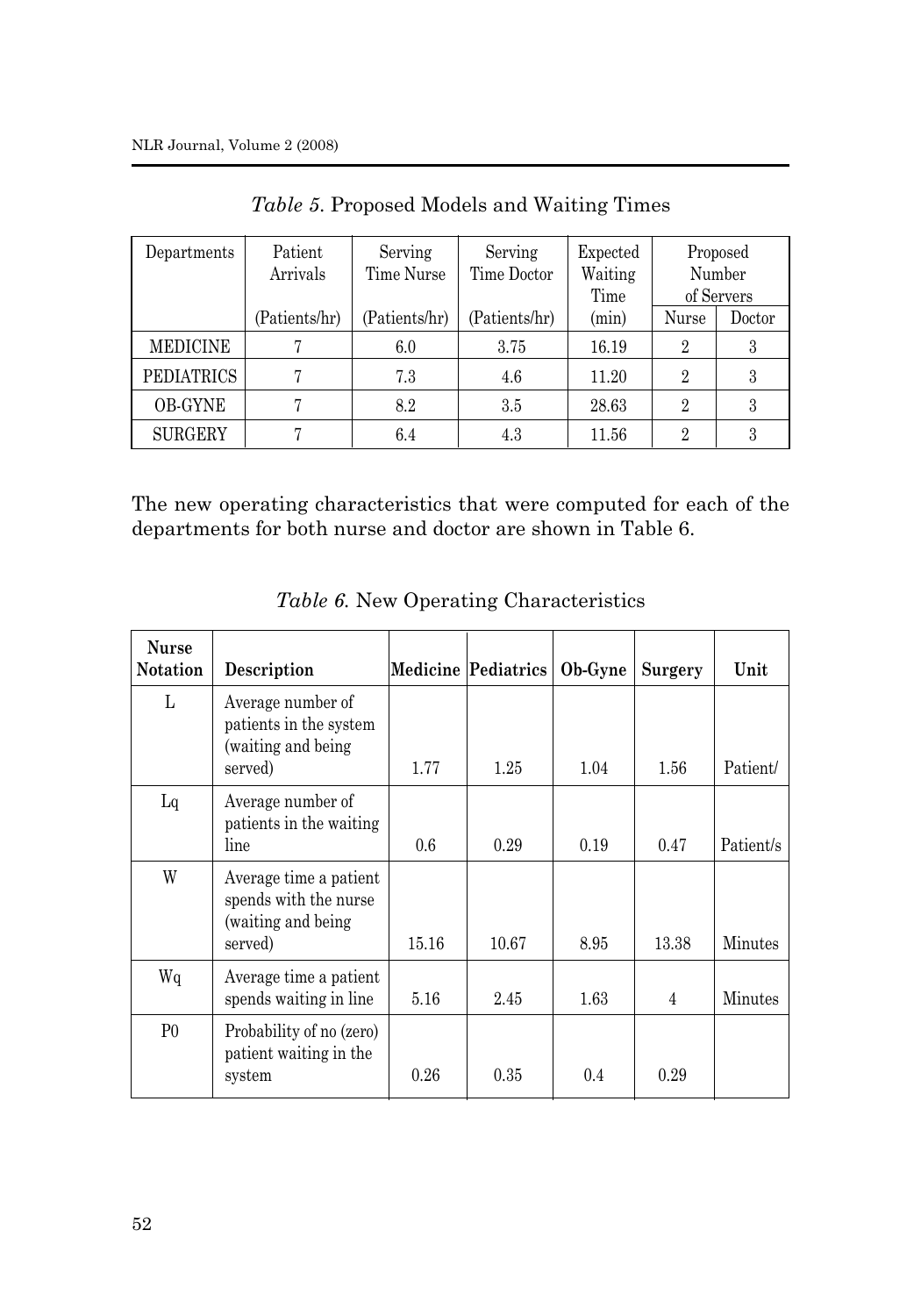*Table 5.* Proposed Models and Waiting Times

| Departments | Patient Arrivals | Serving Time Nurse | Serving Time Doctor | Expected Waiting Time | Proposed Number of Servers | |
|---|---|---|---|---|---|---|
| | (Patients/hr) | (Patients/hr) | (Patients/hr) | (min) | Nurse | Doctor |
| MEDICINE | 7 | 6.0 | 3.75 | 16.19 | 2 | 3 |
| PEDIATRICS | 7 | 7.3 | 4.6 | 11.20 | 2 | 3 |
| OB-GYNE | 7 | 8.2 | 3.5 | 28.63 | 2 | 3 |
| SURGERY | 7 | 6.4 | 4.3 | 11.56 | 2 | 3 |

The new operating characteristics that were computed for each of the departments for both nurse and doctor are shown in Table 6.

*Table 6.* New Operating Characteristics

| **Nurse Notation** | **Description** | **Medicine** | **Pediatrics** | **Ob-Gyne** | **Surgery** | **Unit** |
|---|---|---|---|---|---|---|
| L | Average number of patients in the system (waiting and being served) | 1.77 | 1.25 | 1.04 | 1.56 | Patient/ |
| Lq | Average number of patients in the waiting line | 0.6 | 0.29 | 0.19 | 0.47 | Patient/s |
| W | Average time a patient spends with the nurse (waiting and being served) | 15.16 | 10.67 | 8.95 | 13.38 | Minutes |
| Wq | Average time a patient spends waiting in line | 5.16 | 2.45 | 1.63 | 4 | Minutes |
| P0 | Probability of no (zero) patient waiting in the system | 0.26 | 0.35 | 0.4 | 0.29 | |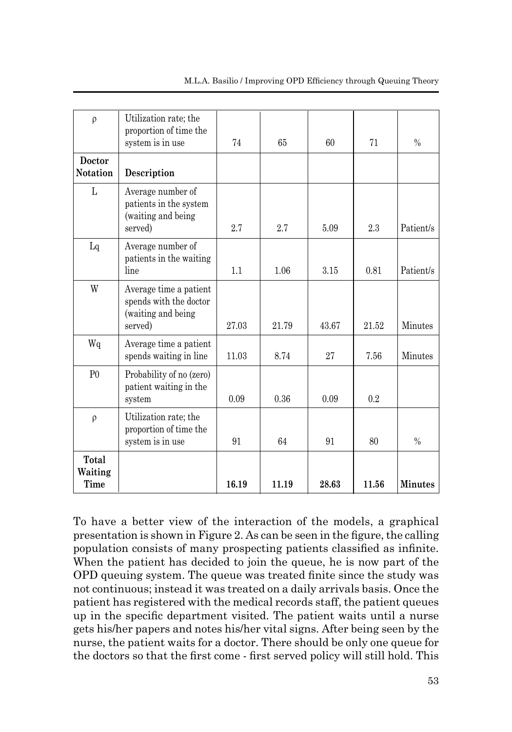| | | | | | | |
|---|---|---|---|---|---|---|
| ρ | Utilization rate; the proportion of time the system is in use | 74 | 65 | 60 | 71 | % |
| **Doctor Notation** | **Description** | | | | | |
| L | Average number of patients in the system (waiting and being served) | 2.7 | 2.7 | 5.09 | 2.3 | Patient/s |
| Lq | Average number of patients in the waiting line | 1.1 | 1.06 | 3.15 | 0.81 | Patient/s |
| W | Average time a patient spends with the doctor (waiting and being served) | 27.03 | 21.79 | 43.67 | 21.52 | Minutes |
| Wq | Average time a patient spends waiting in line | 11.03 | 8.74 | 27 | 7.56 | Minutes |
| P0 | Probability of no (zero) patient waiting in the system | 0.09 | 0.36 | 0.09 | 0.2 | |
| ρ | Utilization rate; the proportion of time the system is in use | 91 | 64 | 91 | 80 | % |
| **Total Waiting Time** | | **16.19** | **11.19** | **28.63** | **11.56** | **Minutes** |

To have a better view of the interaction of the models, a graphical presentation is shown in Figure 2. As can be seen in the figure, the calling population consists of many prospecting patients classified as infinite. When the patient has decided to join the queue, he is now part of the OPD queuing system. The queue was treated finite since the study was not continuous; instead it was treated on a daily arrivals basis. Once the patient has registered with the medical records staff, the patient queues up in the specific department visited. The patient waits until a nurse gets his/her papers and notes his/her vital signs. After being seen by the nurse, the patient waits for a doctor. There should be only one queue for the doctors so that the first come - first served policy will still hold. This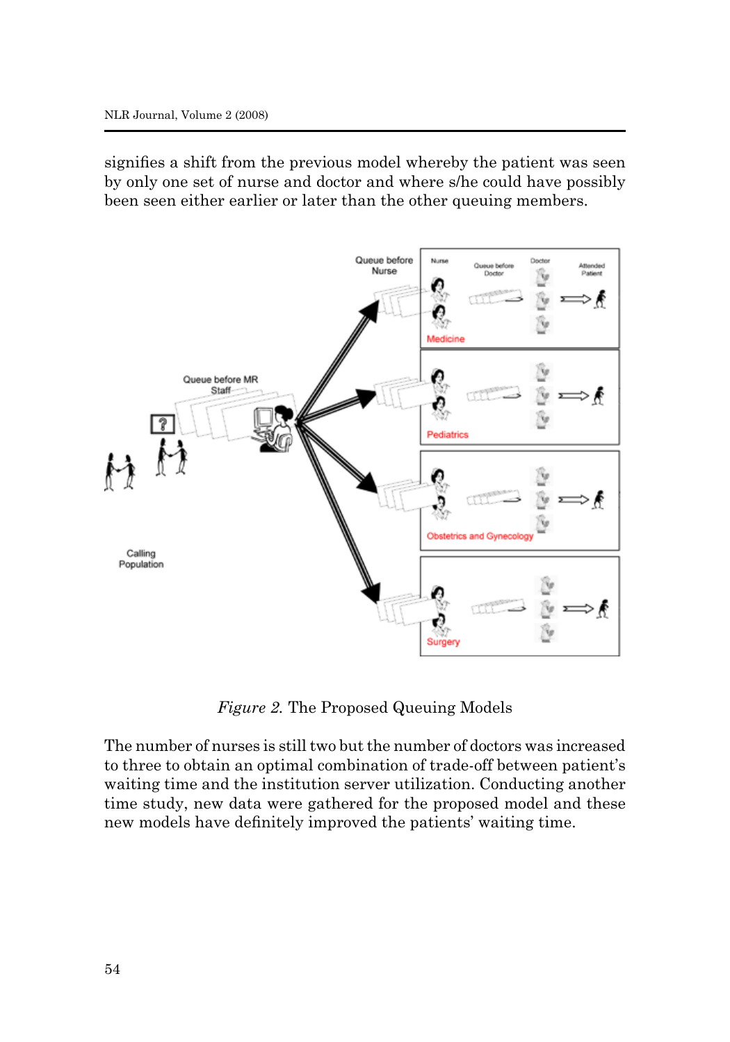signifies a shift from the previous model whereby the patient was seen by only one set of nurse and doctor and where s/he could have possibly been seen either earlier or later than the other queuing members.

*Figure 2.* The Proposed Queuing Models

The number of nurses is still two but the number of doctors was increased to three to obtain an optimal combination of trade-off between patient's waiting time and the institution server utilization. Conducting another time study, new data were gathered for the proposed model and these new models have definitely improved the patients' waiting time.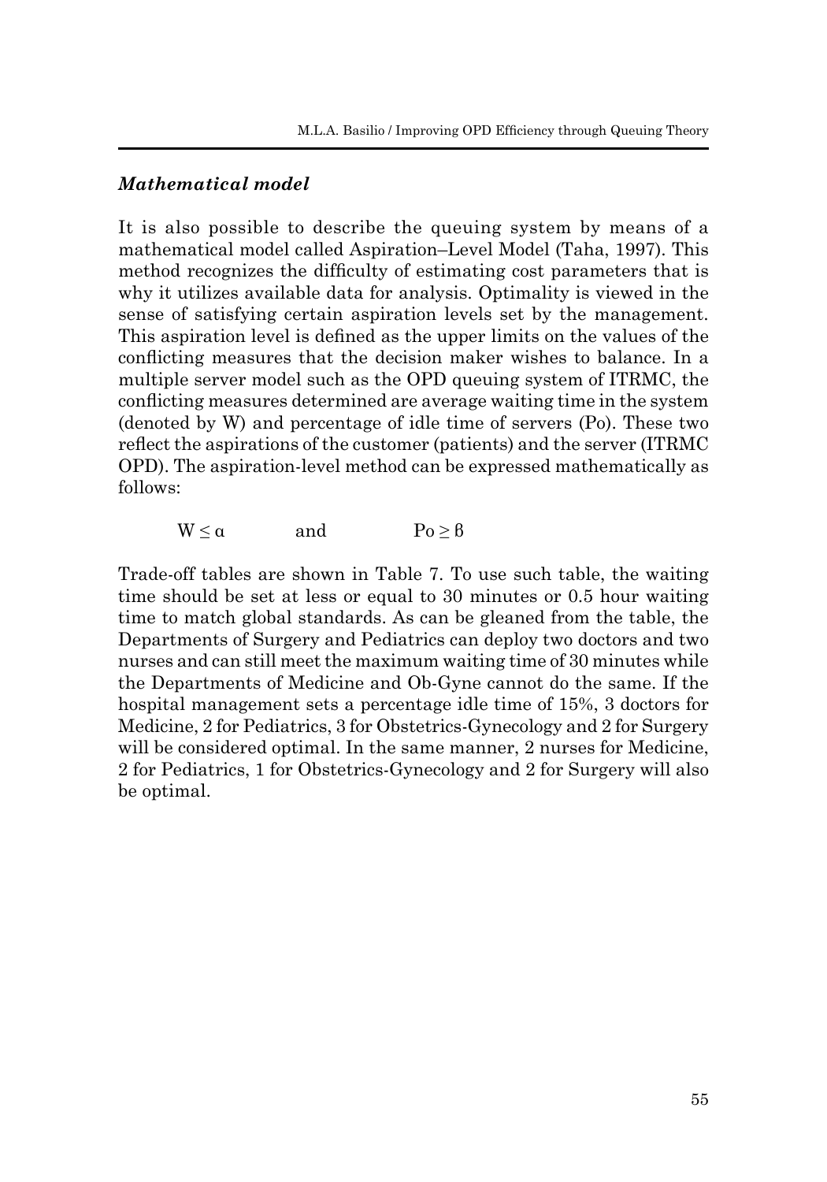### *Mathematical model*

It is also possible to describe the queuing system by means of a mathematical model called Aspiration–Level Model (Taha, 1997). This method recognizes the difficulty of estimating cost parameters that is why it utilizes available data for analysis. Optimality is viewed in the sense of satisfying certain aspiration levels set by the management. This aspiration level is defined as the upper limits on the values of the conflicting measures that the decision maker wishes to balance. In a multiple server model such as the OPD queuing system of ITRMC, the conflicting measures determined are average waiting time in the system (denoted by W) and percentage of idle time of servers (Po). These two reflect the aspirations of the customer (patients) and the server (ITRMC OPD). The aspiration-level method can be expressed mathematically as follows:

$$W \leq \alpha \qquad \text{and} \qquad Po \geq \beta$$

Trade-off tables are shown in Table 7. To use such table, the waiting time should be set at less or equal to 30 minutes or 0.5 hour waiting time to match global standards. As can be gleaned from the table, the Departments of Surgery and Pediatrics can deploy two doctors and two nurses and can still meet the maximum waiting time of 30 minutes while the Departments of Medicine and Ob-Gyne cannot do the same. If the hospital management sets a percentage idle time of 15%, 3 doctors for Medicine, 2 for Pediatrics, 3 for Obstetrics-Gynecology and 2 for Surgery will be considered optimal. In the same manner, 2 nurses for Medicine, 2 for Pediatrics, 1 for Obstetrics-Gynecology and 2 for Surgery will also be optimal.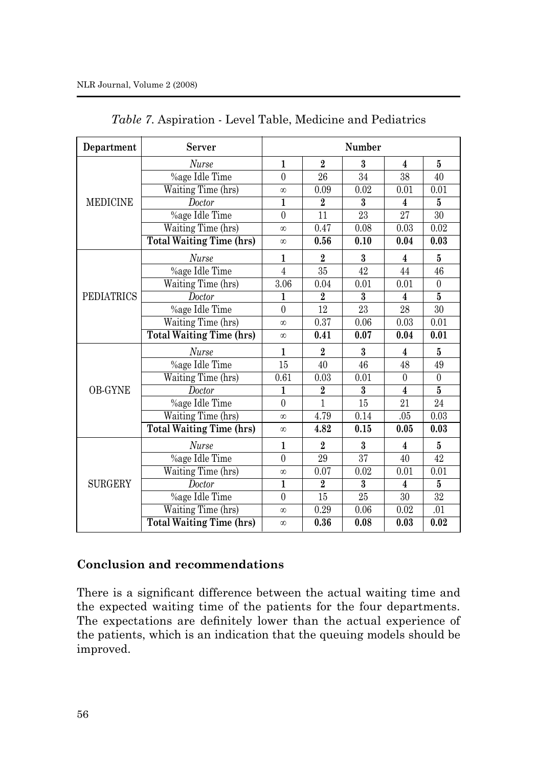*Table 7*. Aspiration - Level Table, Medicine and Pediatrics

| Department | Server | Number | | | | |
|---|---|---|---|---|---|---|
| MEDICINE | *Nurse* | **1** | **2** | **3** | **4** | **5** |
| | %age Idle Time | 0 | 26 | 34 | 38 | 40 |
| | Waiting Time (hrs) | ∞ | 0.09 | 0.02 | 0.01 | 0.01 |
| | *Doctor* | **1** | **2** | **3** | **4** | **5** |
| | %age Idle Time | 0 | 11 | 23 | 27 | 30 |
| | Waiting Time (hrs) | ∞ | 0.47 | 0.08 | 0.03 | 0.02 |
| | **Total Waiting Time (hrs)** | ∞ | **0.56** | **0.10** | **0.04** | **0.03** |
| PEDIATRICS | *Nurse* | **1** | **2** | **3** | **4** | **5** |
| | %age Idle Time | 4 | 35 | 42 | 44 | 46 |
| | Waiting Time (hrs) | 3.06 | 0.04 | 0.01 | 0.01 | 0 |
| | *Doctor* | **1** | **2** | **3** | **4** | **5** |
| | %age Idle Time | 0 | 12 | 23 | 28 | 30 |
| | Waiting Time (hrs) | ∞ | 0.37 | 0.06 | 0.03 | 0.01 |
| | **Total Waiting Time (hrs)** | ∞ | **0.41** | **0.07** | **0.04** | **0.01** |
| OB-GYNE | *Nurse* | **1** | **2** | **3** | **4** | **5** |
| | %age Idle Time | 15 | 40 | 46 | 48 | 49 |
| | Waiting Time (hrs) | 0.61 | 0.03 | 0.01 | 0 | 0 |
| | *Doctor* | **1** | **2** | **3** | **4** | **5** |
| | %age Idle Time | 0 | 1 | 15 | 21 | 24 |
| | Waiting Time (hrs) | ∞ | 4.79 | 0.14 | .05 | 0.03 |
| | **Total Waiting Time (hrs)** | ∞ | **4.82** | **0.15** | **0.05** | **0.03** |
| SURGERY | *Nurse* | **1** | **2** | **3** | **4** | **5** |
| | %age Idle Time | 0 | 29 | 37 | 40 | 42 |
| | Waiting Time (hrs) | ∞ | 0.07 | 0.02 | 0.01 | 0.01 |
| | *Doctor* | **1** | **2** | **3** | **4** | **5** |
| | %age Idle Time | 0 | 15 | 25 | 30 | 32 |
| | Waiting Time (hrs) | ∞ | 0.29 | 0.06 | 0.02 | .01 |
| | **Total Waiting Time (hrs)** | ∞ | **0.36** | **0.08** | **0.03** | **0.02** |

## Conclusion and recommendations

There is a significant difference between the actual waiting time and the expected waiting time of the patients for the four departments. The expectations are definitely lower than the actual experience of the patients, which is an indication that the queuing models should be improved.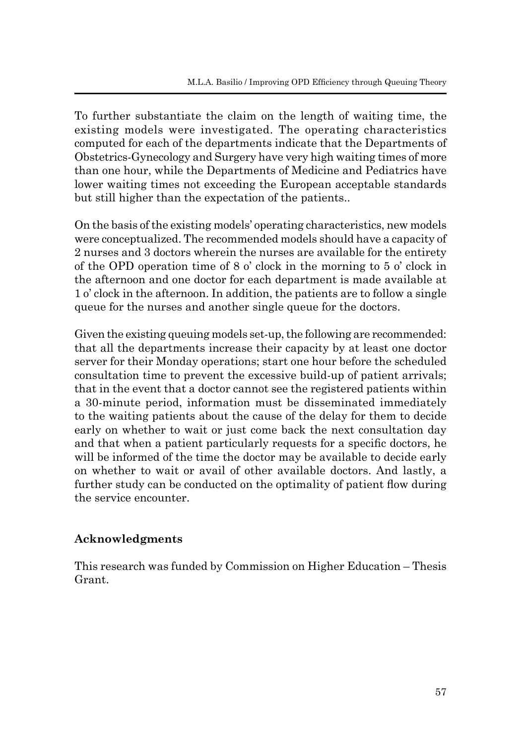To further substantiate the claim on the length of waiting time, the existing models were investigated. The operating characteristics computed for each of the departments indicate that the Departments of Obstetrics-Gynecology and Surgery have very high waiting times of more than one hour, while the Departments of Medicine and Pediatrics have lower waiting times not exceeding the European acceptable standards but still higher than the expectation of the patients..

On the basis of the existing models' operating characteristics, new models were conceptualized. The recommended models should have a capacity of 2 nurses and 3 doctors wherein the nurses are available for the entirety of the OPD operation time of 8 o' clock in the morning to 5 o' clock in the afternoon and one doctor for each department is made available at 1 o' clock in the afternoon. In addition, the patients are to follow a single queue for the nurses and another single queue for the doctors.

Given the existing queuing models set-up, the following are recommended: that all the departments increase their capacity by at least one doctor server for their Monday operations; start one hour before the scheduled consultation time to prevent the excessive build-up of patient arrivals; that in the event that a doctor cannot see the registered patients within a 30-minute period, information must be disseminated immediately to the waiting patients about the cause of the delay for them to decide early on whether to wait or just come back the next consultation day and that when a patient particularly requests for a specific doctors, he will be informed of the time the doctor may be available to decide early on whether to wait or avail of other available doctors. And lastly, a further study can be conducted on the optimality of patient flow during the service encounter.

## Acknowledgments

This research was funded by Commission on Higher Education – Thesis Grant.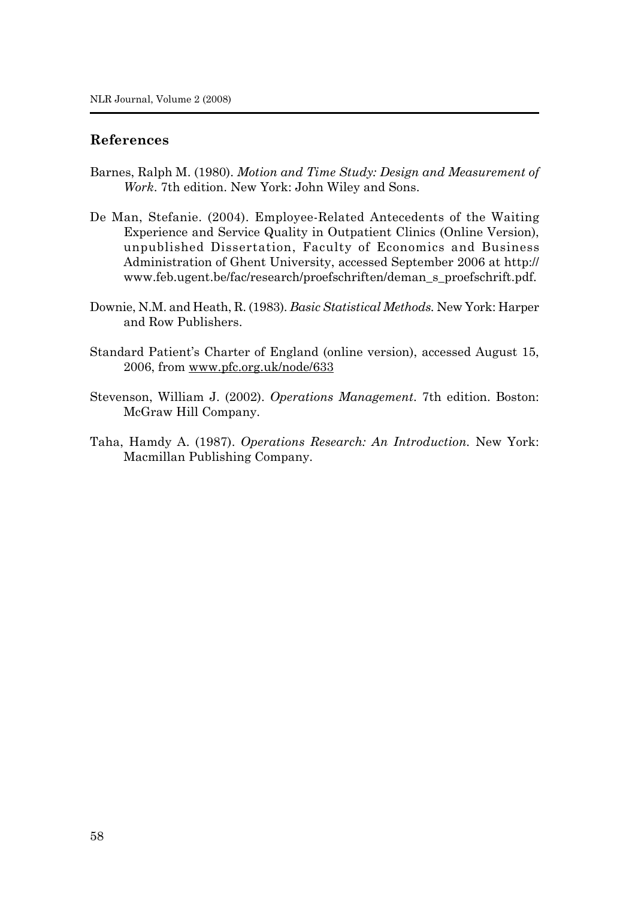## References

Barnes, Ralph M. (1980). *Motion and Time Study: Design and Measurement of Work*. 7th edition. New York: John Wiley and Sons.

De Man, Stefanie. (2004). Employee-Related Antecedents of the Waiting Experience and Service Quality in Outpatient Clinics (Online Version), unpublished Dissertation, Faculty of Economics and Business Administration of Ghent University, accessed September 2006 at http://www.feb.ugent.be/fac/research/proefschriften/deman_s_proefschrift.pdf.

Downie, N.M. and Heath, R. (1983). *Basic Statistical Methods.* New York: Harper and Row Publishers.

Standard Patient's Charter of England (online version), accessed August 15, 2006, from www.pfc.org.uk/node/633

Stevenson, William J. (2002). *Operations Management*. 7th edition. Boston: McGraw Hill Company.

Taha, Hamdy A. (1987). *Operations Research: An Introduction.* New York: Macmillan Publishing Company.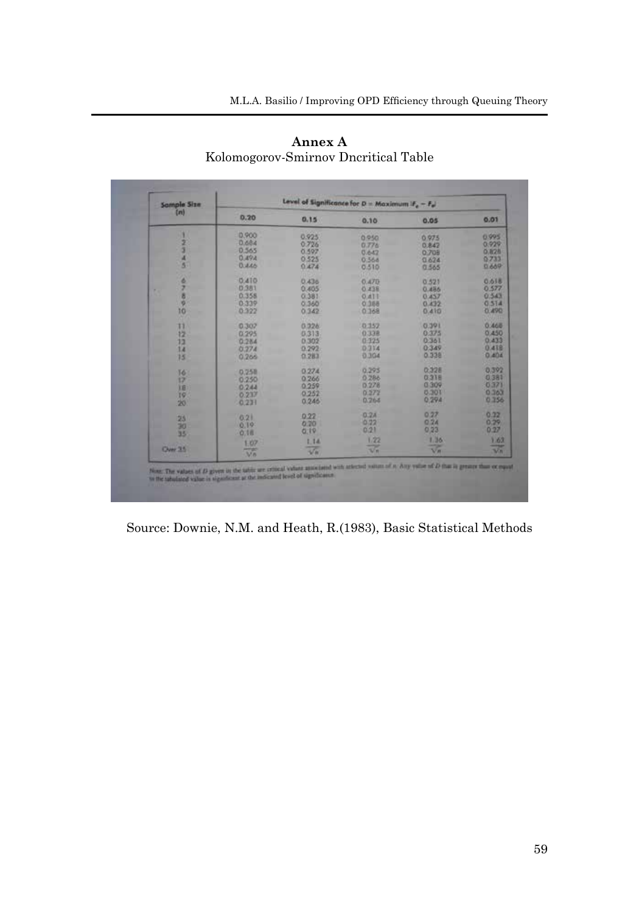**Annex A**
Kolomogorov-Smirnov Dncritical Table

| Sample Size (n) | Level of Significance for D = Maximum $\lvert F_o - F_e \rvert$ | | | | |
|---|---|---|---|---|---|
| | 0.20 | 0.15 | 0.10 | 0.05 | 0.01 |
| 1 | 0.900 | 0.925 | 0.950 | 0.975 | 0.995 |
| 2 | 0.684 | 0.726 | 0.776 | 0.842 | 0.929 |
| 3 | 0.565 | 0.597 | 0.642 | 0.708 | 0.828 |
| 4 | 0.494 | 0.525 | 0.564 | 0.624 | 0.733 |
| 5 | 0.446 | 0.474 | 0.510 | 0.565 | 0.669 |
| 6 | 0.410 | 0.436 | 0.470 | 0.521 | 0.618 |
| 7 | 0.381 | 0.405 | 0.438 | 0.486 | 0.577 |
| 8 | 0.358 | 0.381 | 0.411 | 0.457 | 0.543 |
| 9 | 0.339 | 0.360 | 0.388 | 0.432 | 0.514 |
| 10 | 0.322 | 0.342 | 0.368 | 0.410 | 0.490 |
| 11 | 0.307 | 0.326 | 0.352 | 0.391 | 0.468 |
| 12 | 0.295 | 0.313 | 0.338 | 0.375 | 0.450 |
| 13 | 0.284 | 0.302 | 0.325 | 0.361 | 0.433 |
| 14 | 0.274 | 0.292 | 0.314 | 0.349 | 0.418 |
| 15 | 0.266 | 0.283 | 0.304 | 0.338 | 0.404 |
| 16 | 0.258 | 0.274 | 0.295 | 0.328 | 0.392 |
| 17 | 0.250 | 0.266 | 0.286 | 0.318 | 0.381 |
| 18 | 0.244 | 0.259 | 0.278 | 0.309 | 0.371 |
| 19 | 0.237 | 0.252 | 0.272 | 0.301 | 0.363 |
| 20 | 0.231 | 0.246 | 0.264 | 0.294 | 0.356 |
| 25 | 0.21 | 0.22 | 0.24 | 0.27 | 0.32 |
| 30 | 0.19 | 0.20 | 0.22 | 0.24 | 0.29 |
| 35 | 0.18 | 0.19 | 0.21 | 0.23 | 0.27 |
| Over 35 | $\frac{1.07}{\sqrt{n}}$ | $\frac{1.14}{\sqrt{n}}$ | $\frac{1.22}{\sqrt{n}}$ | $\frac{1.36}{\sqrt{n}}$ | $\frac{1.63}{\sqrt{n}}$ |

Note: The values of $D$ given in the table are critical values associated with selected values of $n$. Any value of $D$ that is greater than or equal to the tabulated value is significant at the indicated level of significance.

Source: Downie, N.M. and Heath, R.(1983), Basic Statistical Methods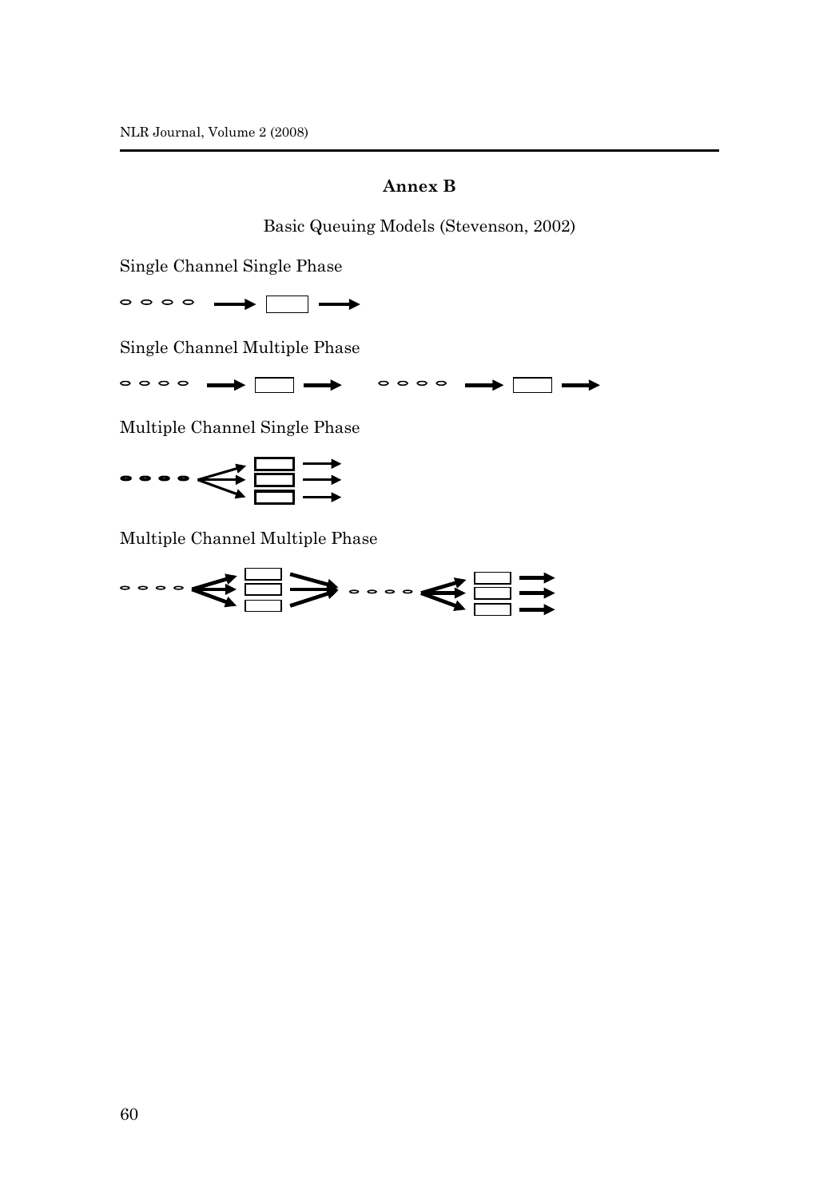## Annex B

Basic Queuing Models (Stevenson, 2002)

Single Channel Single Phase

Single Channel Multiple Phase

Multiple Channel Single Phase

Multiple Channel Multiple Phase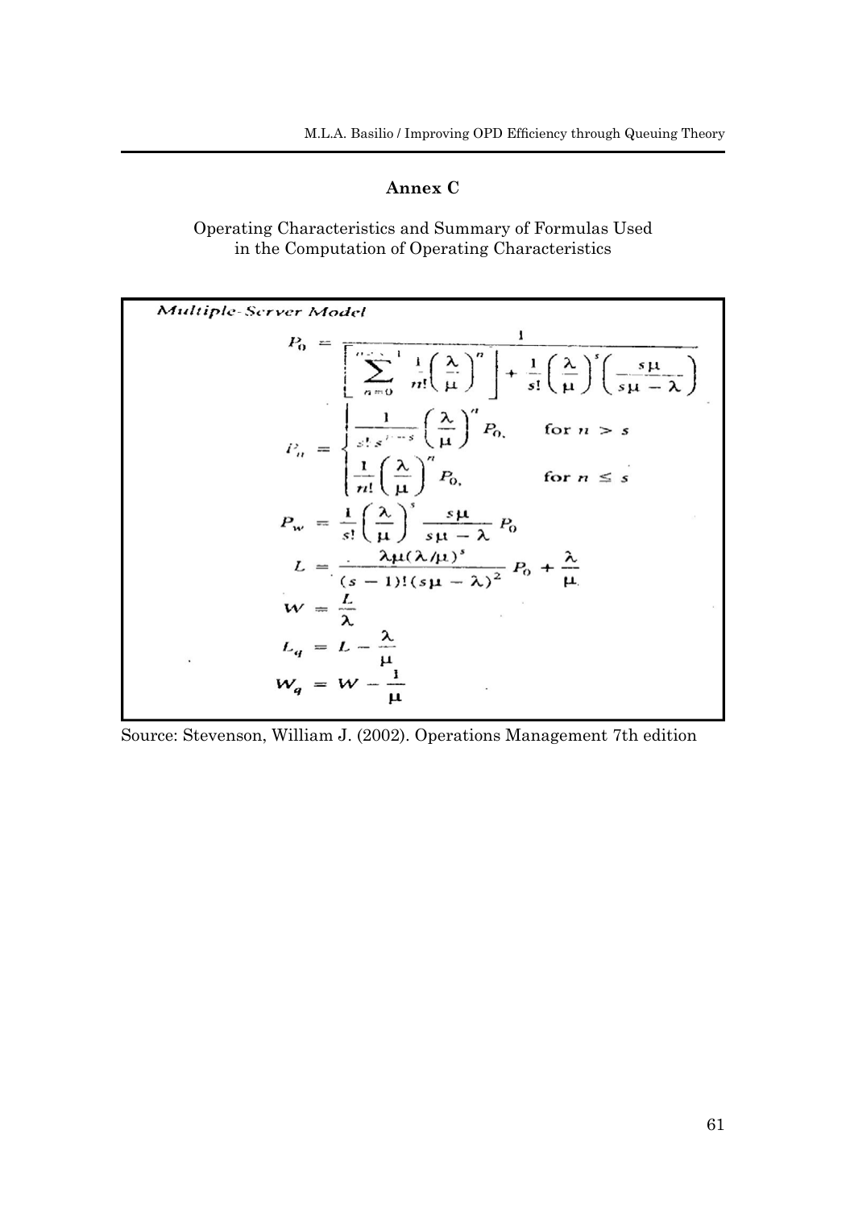## Annex C

Operating Characteristics and Summary of Formulas Used in the Computation of Operating Characteristics

*Multiple-Server Model*

$$P_0 = \frac{1}{\left[\sum_{n=0}^{s-1} \frac{1}{n!}\left(\frac{\lambda}{\mu}\right)^n\right] + \frac{1}{s!}\left(\frac{\lambda}{\mu}\right)^s \left(\frac{s\mu}{s\mu - \lambda}\right)}$$

$$P_n = \begin{cases} \frac{1}{s!\, s^{n-s}}\left(\frac{\lambda}{\mu}\right)^n P_0, & \text{for } n > s \\ \frac{1}{n!}\left(\frac{\lambda}{\mu}\right)^n P_0, & \text{for } n \leq s \end{cases}$$

$$P_w = \frac{1}{s!}\left(\frac{\lambda}{\mu}\right)^s \frac{s\mu}{s\mu - \lambda} P_0$$

$$L = \frac{\lambda\mu(\lambda/\mu)^s}{(s-1)!(s\mu - \lambda)^2} P_0 + \frac{\lambda}{\mu}$$

$$W = \frac{L}{\lambda}$$

$$L_q = L - \frac{\lambda}{\mu}$$

$$W_q = W - \frac{1}{\mu}$$

Source: Stevenson, William J. (2002). Operations Management 7th edition